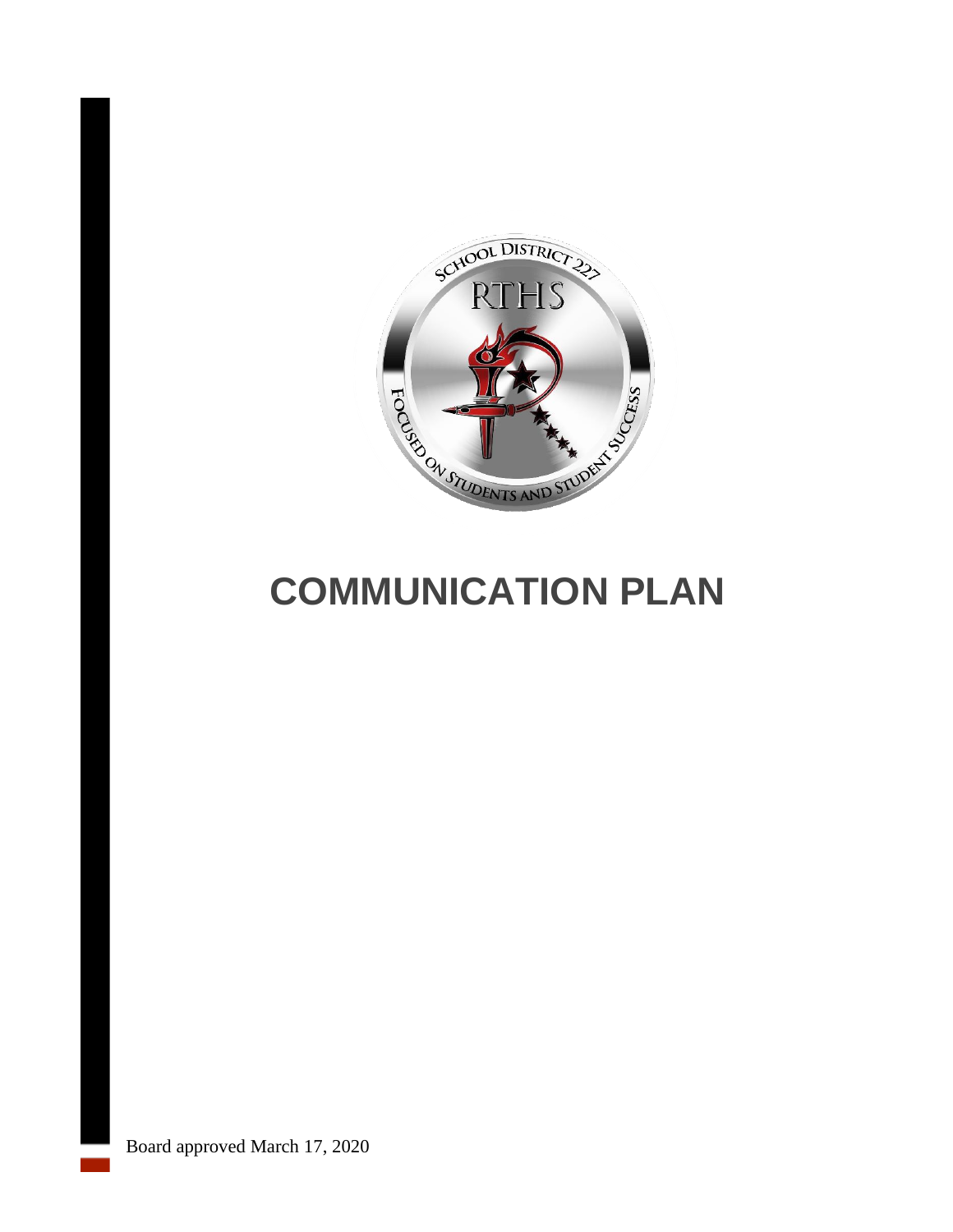# COMMUNICATION PLAN

Board approved March 17, 2020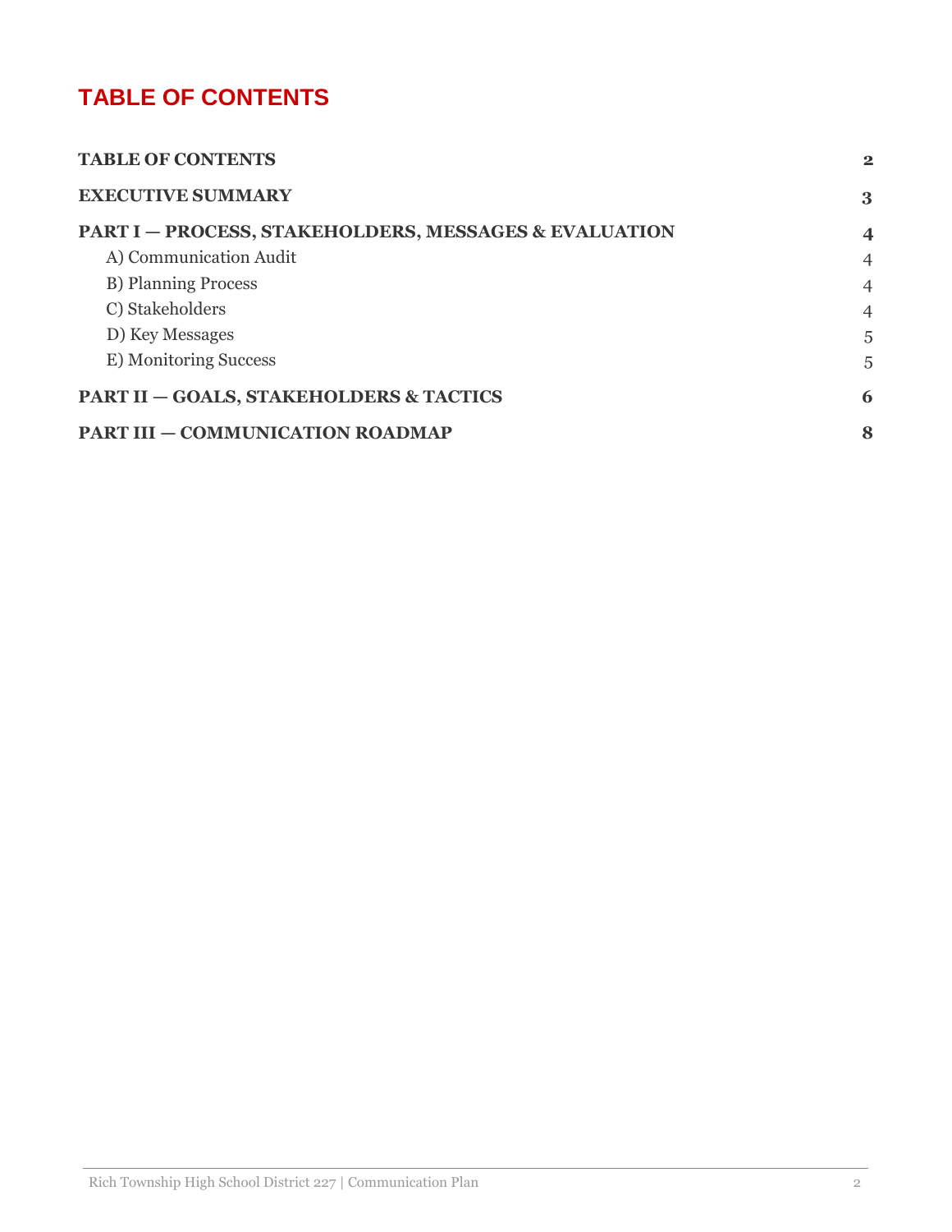# TABLE OF CONTENTS

| | |
|---|---|
| **TABLE OF CONTENTS** | **2** |
| **EXECUTIVE SUMMARY** | **3** |
| **PART I — PROCESS, STAKEHOLDERS, MESSAGES & EVALUATION** | **4** |
| A) Communication Audit | 4 |
| B) Planning Process | 4 |
| C) Stakeholders | 4 |
| D) Key Messages | 5 |
| E) Monitoring Success | 5 |
| **PART II — GOALS, STAKEHOLDERS & TACTICS** | **6** |
| **PART III — COMMUNICATION ROADMAP** | **8** |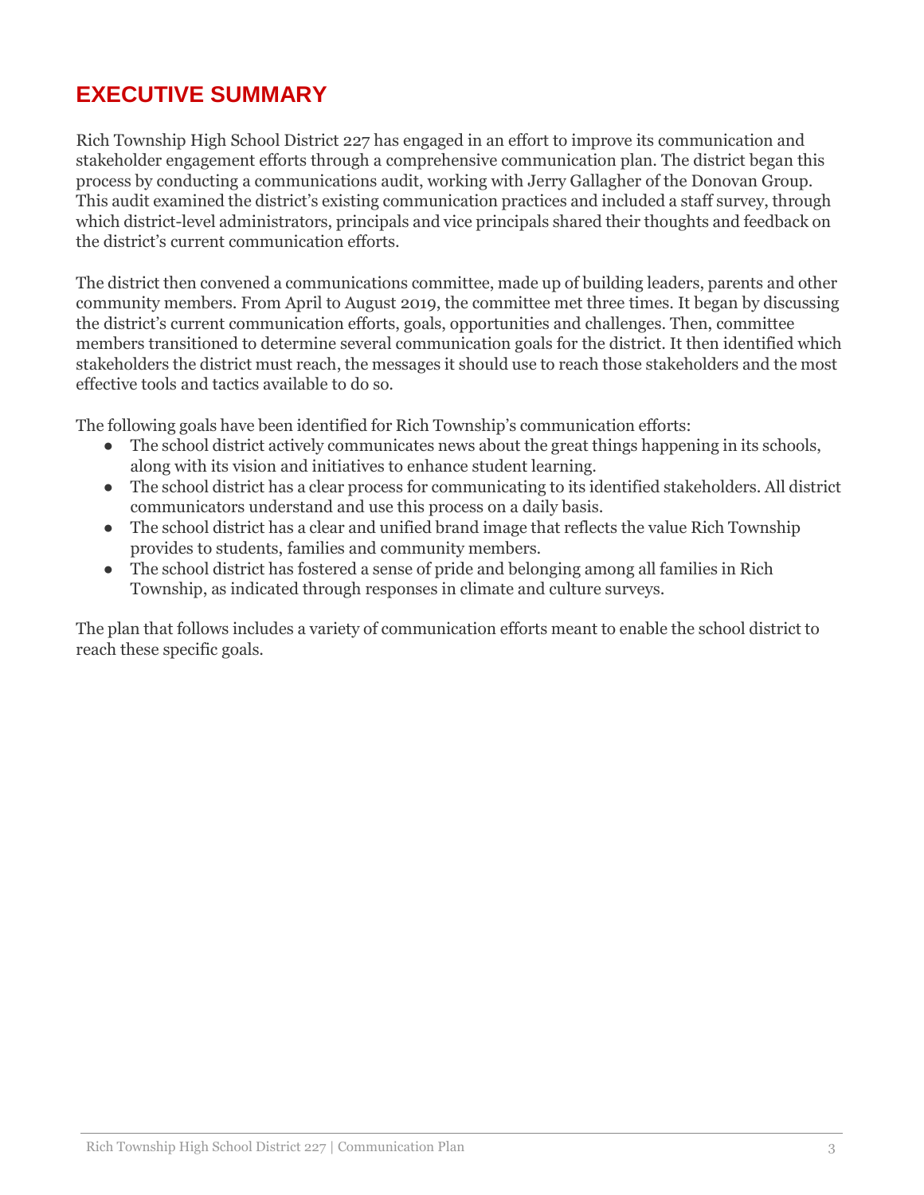# EXECUTIVE SUMMARY

Rich Township High School District 227 has engaged in an effort to improve its communication and stakeholder engagement efforts through a comprehensive communication plan. The district began this process by conducting a communications audit, working with Jerry Gallagher of the Donovan Group. This audit examined the district's existing communication practices and included a staff survey, through which district-level administrators, principals and vice principals shared their thoughts and feedback on the district's current communication efforts.

The district then convened a communications committee, made up of building leaders, parents and other community members. From April to August 2019, the committee met three times. It began by discussing the district's current communication efforts, goals, opportunities and challenges. Then, committee members transitioned to determine several communication goals for the district. It then identified which stakeholders the district must reach, the messages it should use to reach those stakeholders and the most effective tools and tactics available to do so.

The following goals have been identified for Rich Township's communication efforts:

- The school district actively communicates news about the great things happening in its schools, along with its vision and initiatives to enhance student learning.
- The school district has a clear process for communicating to its identified stakeholders. All district communicators understand and use this process on a daily basis.
- The school district has a clear and unified brand image that reflects the value Rich Township provides to students, families and community members.
- The school district has fostered a sense of pride and belonging among all families in Rich Township, as indicated through responses in climate and culture surveys.

The plan that follows includes a variety of communication efforts meant to enable the school district to reach these specific goals.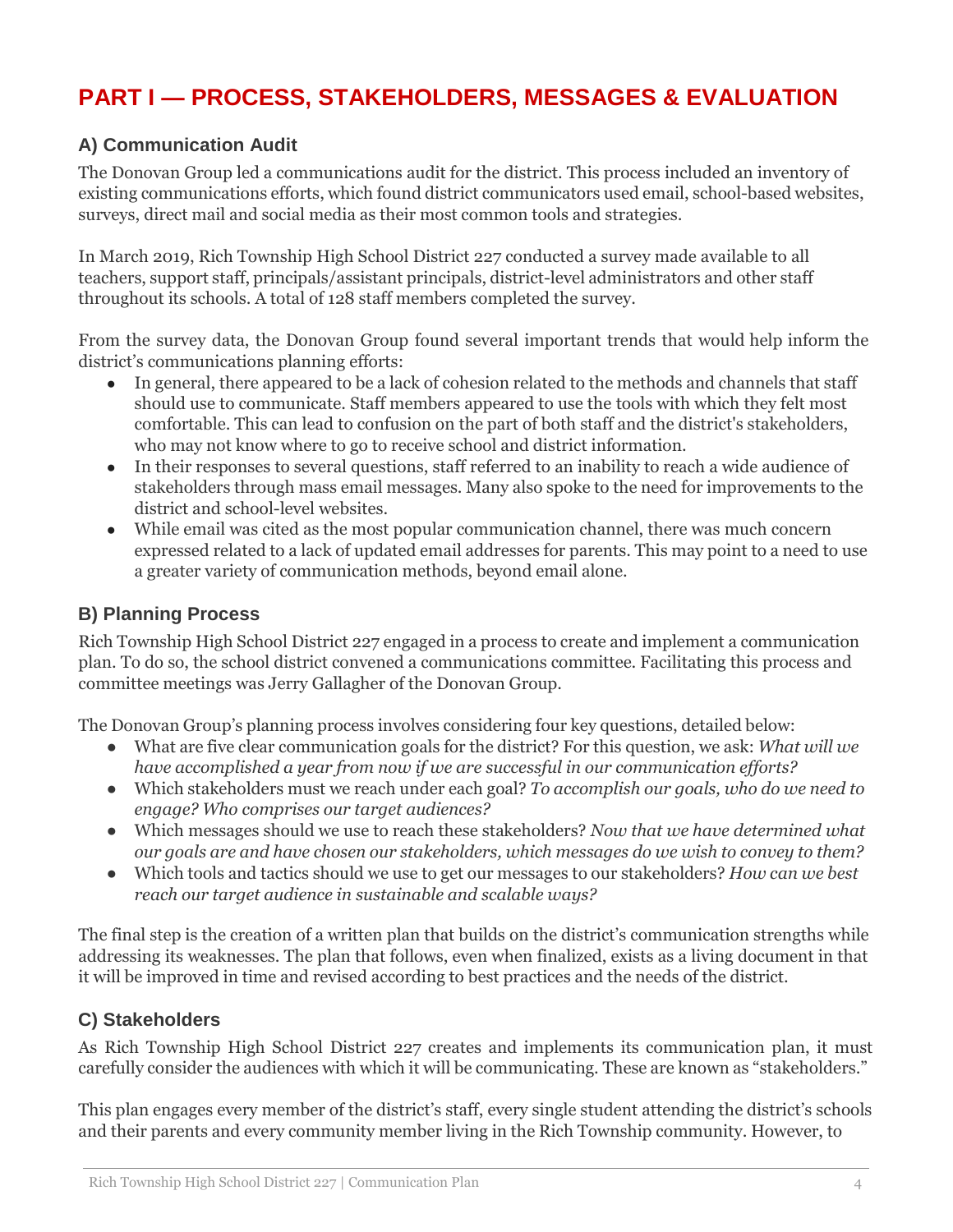# PART I — PROCESS, STAKEHOLDERS, MESSAGES & EVALUATION

## A) Communication Audit

The Donovan Group led a communications audit for the district. This process included an inventory of existing communications efforts, which found district communicators used email, school-based websites, surveys, direct mail and social media as their most common tools and strategies.

In March 2019, Rich Township High School District 227 conducted a survey made available to all teachers, support staff, principals/assistant principals, district-level administrators and other staff throughout its schools. A total of 128 staff members completed the survey.

From the survey data, the Donovan Group found several important trends that would help inform the district's communications planning efforts:

- In general, there appeared to be a lack of cohesion related to the methods and channels that staff should use to communicate. Staff members appeared to use the tools with which they felt most comfortable. This can lead to confusion on the part of both staff and the district's stakeholders, who may not know where to go to receive school and district information.
- In their responses to several questions, staff referred to an inability to reach a wide audience of stakeholders through mass email messages. Many also spoke to the need for improvements to the district and school-level websites.
- While email was cited as the most popular communication channel, there was much concern expressed related to a lack of updated email addresses for parents. This may point to a need to use a greater variety of communication methods, beyond email alone.

## B) Planning Process

Rich Township High School District 227 engaged in a process to create and implement a communication plan. To do so, the school district convened a communications committee. Facilitating this process and committee meetings was Jerry Gallagher of the Donovan Group.

The Donovan Group's planning process involves considering four key questions, detailed below:

- What are five clear communication goals for the district? For this question, we ask: *What will we have accomplished a year from now if we are successful in our communication efforts?*
- Which stakeholders must we reach under each goal? *To accomplish our goals, who do we need to engage? Who comprises our target audiences?*
- Which messages should we use to reach these stakeholders? *Now that we have determined what our goals are and have chosen our stakeholders, which messages do we wish to convey to them?*
- Which tools and tactics should we use to get our messages to our stakeholders? *How can we best reach our target audience in sustainable and scalable ways?*

The final step is the creation of a written plan that builds on the district's communication strengths while addressing its weaknesses. The plan that follows, even when finalized, exists as a living document in that it will be improved in time and revised according to best practices and the needs of the district.

## C) Stakeholders

As Rich Township High School District 227 creates and implements its communication plan, it must carefully consider the audiences with which it will be communicating. These are known as "stakeholders."

This plan engages every member of the district's staff, every single student attending the district's schools and their parents and every community member living in the Rich Township community. However, to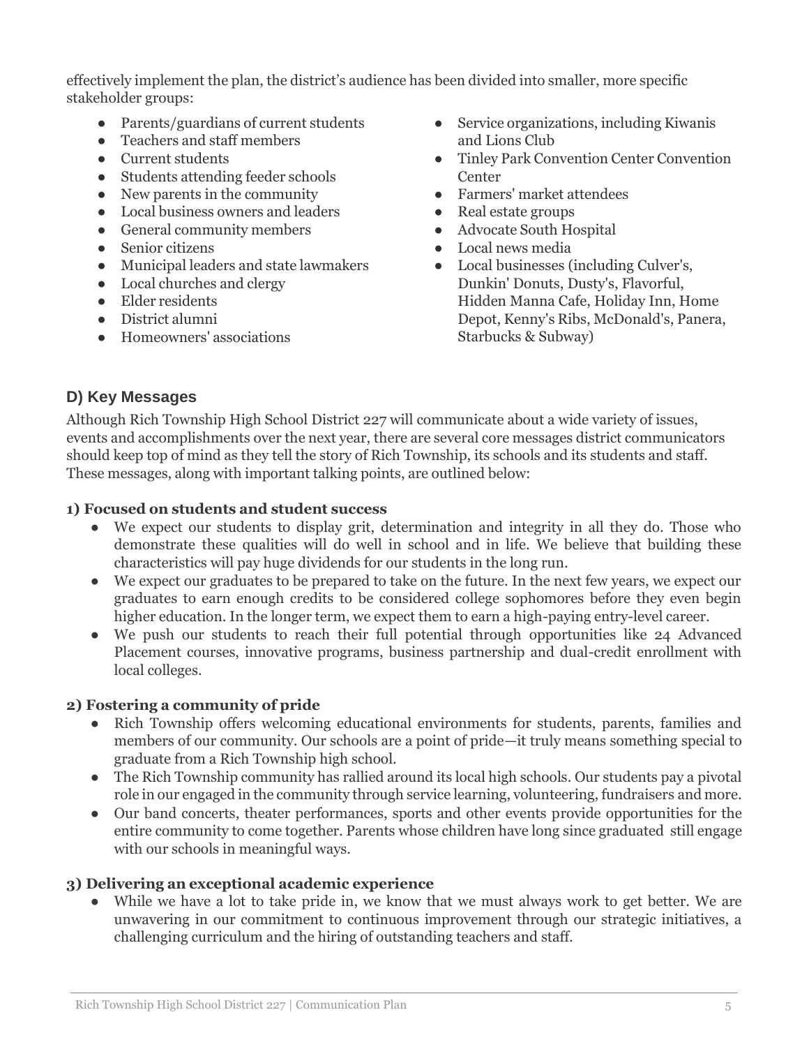effectively implement the plan, the district's audience has been divided into smaller, more specific stakeholder groups:

- Parents/guardians of current students
- Teachers and staff members
- Current students
- Students attending feeder schools
- New parents in the community
- Local business owners and leaders
- General community members
- Senior citizens
- Municipal leaders and state lawmakers
- Local churches and clergy
- Elder residents
- District alumni
- Homeowners' associations
- Service organizations, including Kiwanis and Lions Club
- Tinley Park Convention Center Convention Center
- Farmers' market attendees
- Real estate groups
- Advocate South Hospital
- Local news media
- Local businesses (including Culver's, Dunkin' Donuts, Dusty's, Flavorful, Hidden Manna Cafe, Holiday Inn, Home Depot, Kenny's Ribs, McDonald's, Panera, Starbucks & Subway)

## D) Key Messages

Although Rich Township High School District 227 will communicate about a wide variety of issues, events and accomplishments over the next year, there are several core messages district communicators should keep top of mind as they tell the story of Rich Township, its schools and its students and staff. These messages, along with important talking points, are outlined below:

**1) Focused on students and student success**

- We expect our students to display grit, determination and integrity in all they do. Those who demonstrate these qualities will do well in school and in life. We believe that building these characteristics will pay huge dividends for our students in the long run.
- We expect our graduates to be prepared to take on the future. In the next few years, we expect our graduates to earn enough credits to be considered college sophomores before they even begin higher education. In the longer term, we expect them to earn a high-paying entry-level career.
- We push our students to reach their full potential through opportunities like 24 Advanced Placement courses, innovative programs, business partnership and dual-credit enrollment with local colleges.

**2) Fostering a community of pride**

- Rich Township offers welcoming educational environments for students, parents, families and members of our community. Our schools are a point of pride—it truly means something special to graduate from a Rich Township high school.
- The Rich Township community has rallied around its local high schools. Our students pay a pivotal role in our engaged in the community through service learning, volunteering, fundraisers and more.
- Our band concerts, theater performances, sports and other events provide opportunities for the entire community to come together. Parents whose children have long since graduated still engage with our schools in meaningful ways.

**3) Delivering an exceptional academic experience**

- While we have a lot to take pride in, we know that we must always work to get better. We are unwavering in our commitment to continuous improvement through our strategic initiatives, a challenging curriculum and the hiring of outstanding teachers and staff.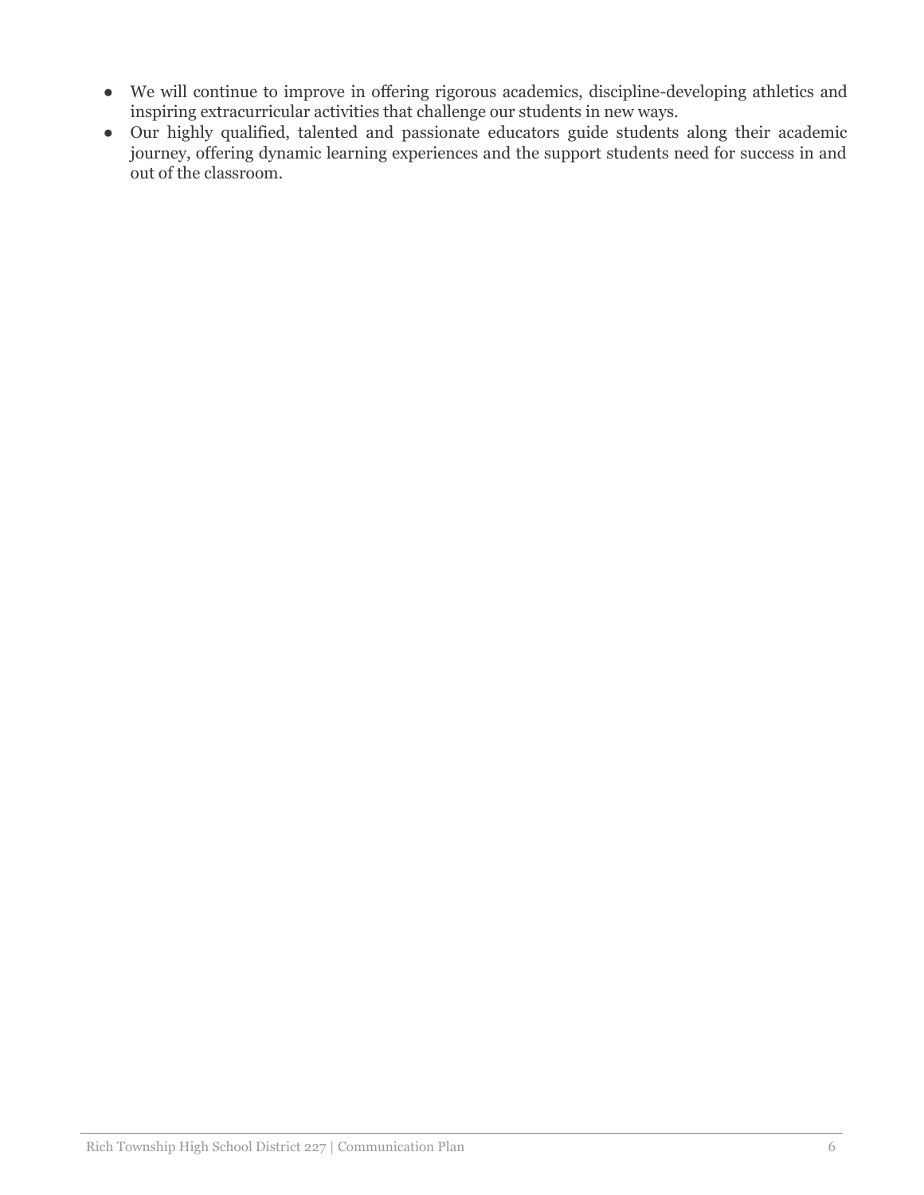- We will continue to improve in offering rigorous academics, discipline-developing athletics and inspiring extracurricular activities that challenge our students in new ways.
- Our highly qualified, talented and passionate educators guide students along their academic journey, offering dynamic learning experiences and the support students need for success in and out of the classroom.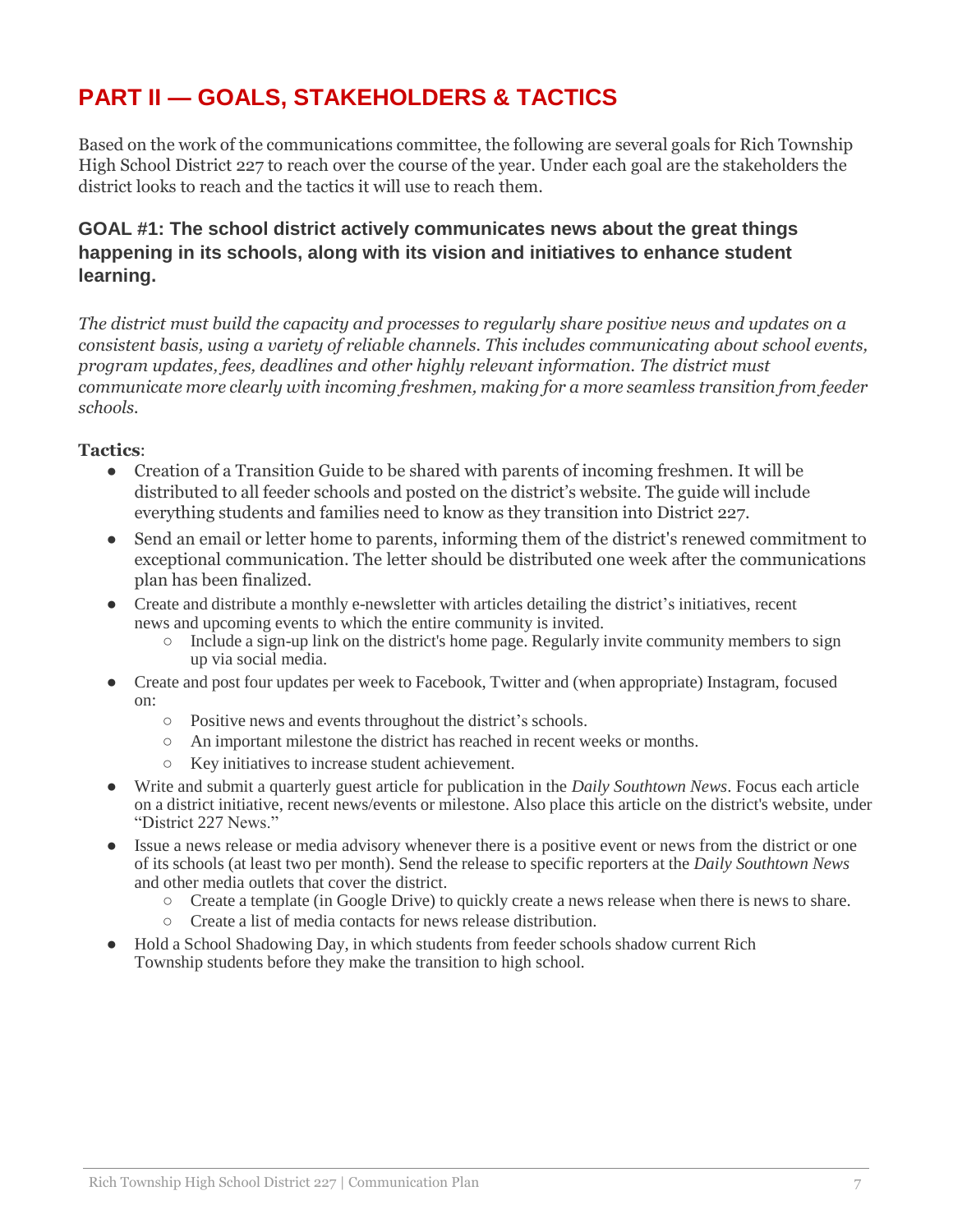## PART II — GOALS, STAKEHOLDERS & TACTICS

Based on the work of the communications committee, the following are several goals for Rich Township High School District 227 to reach over the course of the year. Under each goal are the stakeholders the district looks to reach and the tactics it will use to reach them.

### GOAL #1: The school district actively communicates news about the great things happening in its schools, along with its vision and initiatives to enhance student learning.

*The district must build the capacity and processes to regularly share positive news and updates on a consistent basis, using a variety of reliable channels. This includes communicating about school events, program updates, fees, deadlines and other highly relevant information. The district must communicate more clearly with incoming freshmen, making for a more seamless transition from feeder schools.*

**Tactics**:

- Creation of a Transition Guide to be shared with parents of incoming freshmen. It will be distributed to all feeder schools and posted on the district's website. The guide will include everything students and families need to know as they transition into District 227.
- Send an email or letter home to parents, informing them of the district's renewed commitment to exceptional communication. The letter should be distributed one week after the communications plan has been finalized.
- Create and distribute a monthly e-newsletter with articles detailing the district's initiatives, recent news and upcoming events to which the entire community is invited.
  - Include a sign-up link on the district's home page. Regularly invite community members to sign up via social media.
- Create and post four updates per week to Facebook, Twitter and (when appropriate) Instagram, focused on:
  - Positive news and events throughout the district's schools.
  - An important milestone the district has reached in recent weeks or months.
  - Key initiatives to increase student achievement.
- Write and submit a quarterly guest article for publication in the *Daily Southtown News*. Focus each article on a district initiative, recent news/events or milestone. Also place this article on the district's website, under "District 227 News."
- Issue a news release or media advisory whenever there is a positive event or news from the district or one of its schools (at least two per month). Send the release to specific reporters at the *Daily Southtown News* and other media outlets that cover the district.
  - Create a template (in Google Drive) to quickly create a news release when there is news to share.
  - Create a list of media contacts for news release distribution.
- Hold a School Shadowing Day, in which students from feeder schools shadow current Rich Township students before they make the transition to high school.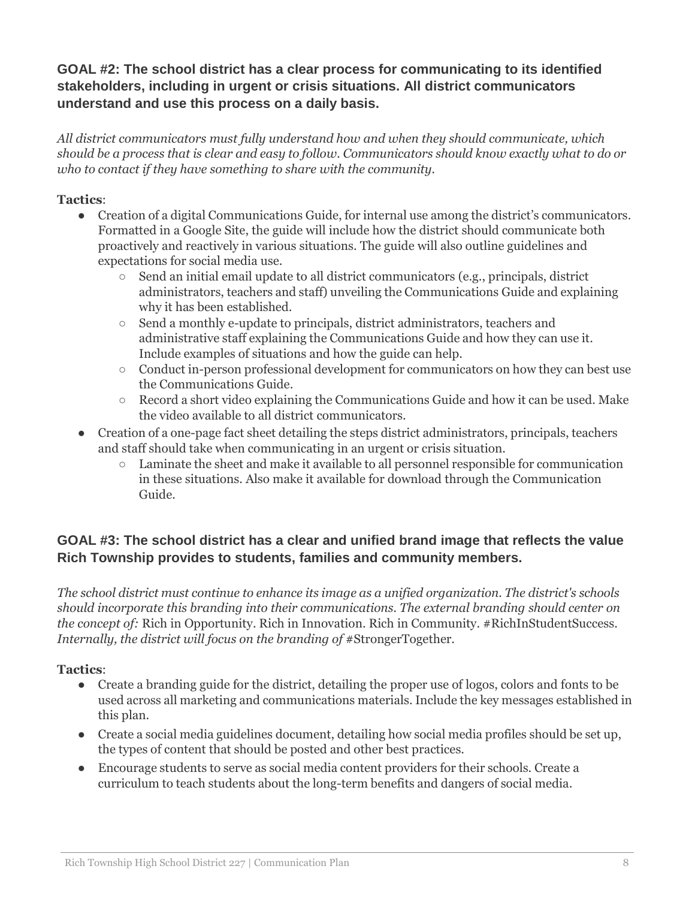### GOAL #2: The school district has a clear process for communicating to its identified stakeholders, including in urgent or crisis situations. All district communicators understand and use this process on a daily basis.

*All district communicators must fully understand how and when they should communicate, which should be a process that is clear and easy to follow. Communicators should know exactly what to do or who to contact if they have something to share with the community.*

**Tactics**:

- Creation of a digital Communications Guide, for internal use among the district's communicators. Formatted in a Google Site, the guide will include how the district should communicate both proactively and reactively in various situations. The guide will also outline guidelines and expectations for social media use.
  - Send an initial email update to all district communicators (e.g., principals, district administrators, teachers and staff) unveiling the Communications Guide and explaining why it has been established.
  - Send a monthly e-update to principals, district administrators, teachers and administrative staff explaining the Communications Guide and how they can use it. Include examples of situations and how the guide can help.
  - Conduct in-person professional development for communicators on how they can best use the Communications Guide.
  - Record a short video explaining the Communications Guide and how it can be used. Make the video available to all district communicators.
- Creation of a one-page fact sheet detailing the steps district administrators, principals, teachers and staff should take when communicating in an urgent or crisis situation.
  - Laminate the sheet and make it available to all personnel responsible for communication in these situations. Also make it available for download through the Communication Guide.

### GOAL #3: The school district has a clear and unified brand image that reflects the value Rich Township provides to students, families and community members.

*The school district must continue to enhance its image as a unified organization. The district's schools should incorporate this branding into their communications. The external branding should center on the concept of:* Rich in Opportunity. Rich in Innovation. Rich in Community. #RichInStudentSuccess. *Internally, the district will focus on the branding of* #StrongerTogether.

**Tactics**:

- Create a branding guide for the district, detailing the proper use of logos, colors and fonts to be used across all marketing and communications materials. Include the key messages established in this plan.
- Create a social media guidelines document, detailing how social media profiles should be set up, the types of content that should be posted and other best practices.
- Encourage students to serve as social media content providers for their schools. Create a curriculum to teach students about the long-term benefits and dangers of social media.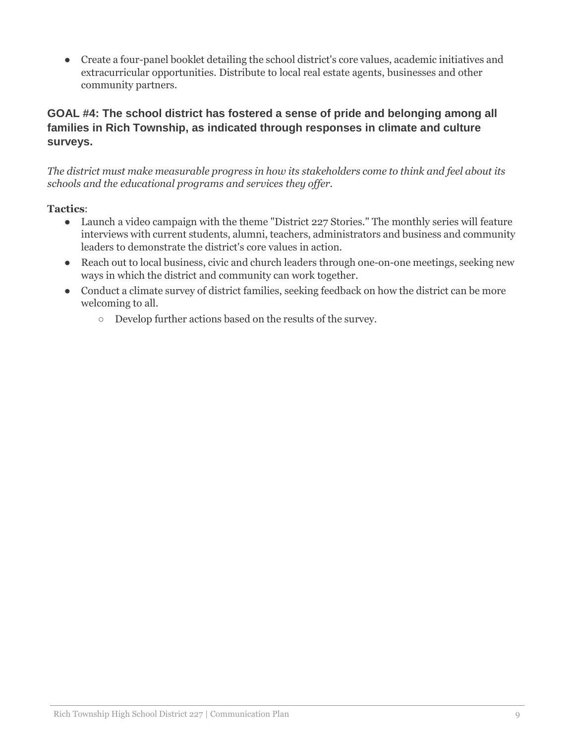- Create a four-panel booklet detailing the school district's core values, academic initiatives and extracurricular opportunities. Distribute to local real estate agents, businesses and other community partners.

### GOAL #4: The school district has fostered a sense of pride and belonging among all families in Rich Township, as indicated through responses in climate and culture surveys.

*The district must make measurable progress in how its stakeholders come to think and feel about its schools and the educational programs and services they offer.*

**Tactics**:

- Launch a video campaign with the theme "District 227 Stories." The monthly series will feature interviews with current students, alumni, teachers, administrators and business and community leaders to demonstrate the district's core values in action.
- Reach out to local business, civic and church leaders through one-on-one meetings, seeking new ways in which the district and community can work together.
- Conduct a climate survey of district families, seeking feedback on how the district can be more welcoming to all.
  - Develop further actions based on the results of the survey.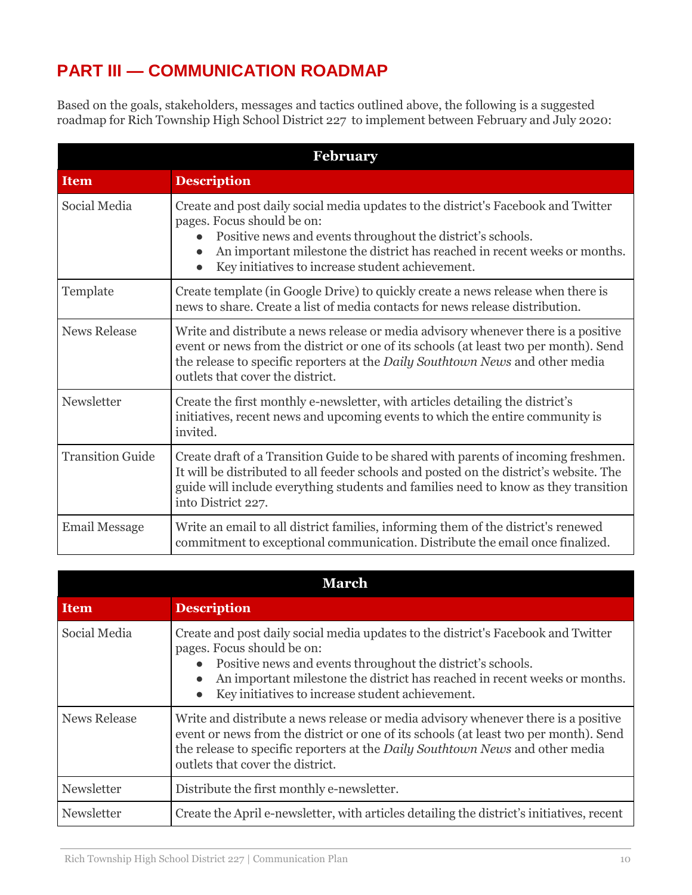## PART III — COMMUNICATION ROADMAP

Based on the goals, stakeholders, messages and tactics outlined above, the following is a suggested roadmap for Rich Township High School District 227 to implement between February and July 2020:

| February | |
|---|---|
| **Item** | **Description** |
| Social Media | Create and post daily social media updates to the district's Facebook and Twitter pages. Focus should be on:<br>• Positive news and events throughout the district's schools.<br>• An important milestone the district has reached in recent weeks or months.<br>• Key initiatives to increase student achievement. |
| Template | Create template (in Google Drive) to quickly create a news release when there is news to share. Create a list of media contacts for news release distribution. |
| News Release | Write and distribute a news release or media advisory whenever there is a positive event or news from the district or one of its schools (at least two per month). Send the release to specific reporters at the *Daily Southtown News* and other media outlets that cover the district. |
| Newsletter | Create the first monthly e-newsletter, with articles detailing the district's initiatives, recent news and upcoming events to which the entire community is invited. |
| Transition Guide | Create draft of a Transition Guide to be shared with parents of incoming freshmen. It will be distributed to all feeder schools and posted on the district's website. The guide will include everything students and families need to know as they transition into District 227. |
| Email Message | Write an email to all district families, informing them of the district's renewed commitment to exceptional communication. Distribute the email once finalized. |

| March | |
|---|---|
| **Item** | **Description** |
| Social Media | Create and post daily social media updates to the district's Facebook and Twitter pages. Focus should be on:<br>• Positive news and events throughout the district's schools.<br>• An important milestone the district has reached in recent weeks or months.<br>• Key initiatives to increase student achievement. |
| News Release | Write and distribute a news release or media advisory whenever there is a positive event or news from the district or one of its schools (at least two per month). Send the release to specific reporters at the *Daily Southtown News* and other media outlets that cover the district. |
| Newsletter | Distribute the first monthly e-newsletter. |
| Newsletter | Create the April e-newsletter, with articles detailing the district's initiatives, recent |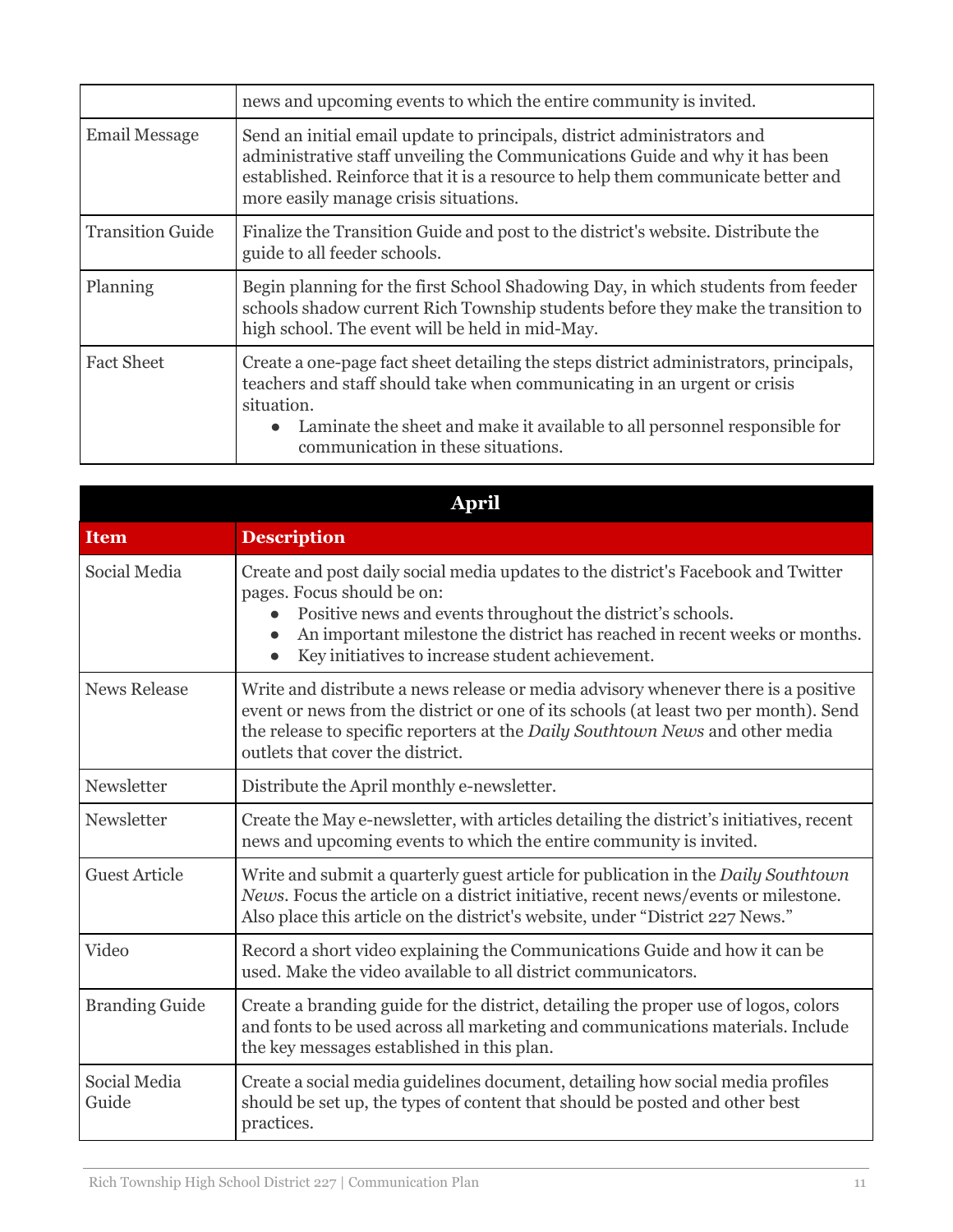| | |
|---|---|
| | news and upcoming events to which the entire community is invited. |
| Email Message | Send an initial email update to principals, district administrators and administrative staff unveiling the Communications Guide and why it has been established. Reinforce that it is a resource to help them communicate better and more easily manage crisis situations. |
| Transition Guide | Finalize the Transition Guide and post to the district's website. Distribute the guide to all feeder schools. |
| Planning | Begin planning for the first School Shadowing Day, in which students from feeder schools shadow current Rich Township students before they make the transition to high school. The event will be held in mid-May. |
| Fact Sheet | Create a one-page fact sheet detailing the steps district administrators, principals, teachers and staff should take when communicating in an urgent or crisis situation.<br>• Laminate the sheet and make it available to all personnel responsible for communication in these situations. |

| **April** | |
|---|---|
| **Item** | **Description** |
| Social Media | Create and post daily social media updates to the district's Facebook and Twitter pages. Focus should be on:<br>• Positive news and events throughout the district's schools.<br>• An important milestone the district has reached in recent weeks or months.<br>• Key initiatives to increase student achievement. |
| News Release | Write and distribute a news release or media advisory whenever there is a positive event or news from the district or one of its schools (at least two per month). Send the release to specific reporters at the *Daily Southtown News* and other media outlets that cover the district. |
| Newsletter | Distribute the April monthly e-newsletter. |
| Newsletter | Create the May e-newsletter, with articles detailing the district's initiatives, recent news and upcoming events to which the entire community is invited. |
| Guest Article | Write and submit a quarterly guest article for publication in the *Daily Southtown News*. Focus the article on a district initiative, recent news/events or milestone. Also place this article on the district's website, under "District 227 News." |
| Video | Record a short video explaining the Communications Guide and how it can be used. Make the video available to all district communicators. |
| Branding Guide | Create a branding guide for the district, detailing the proper use of logos, colors and fonts to be used across all marketing and communications materials. Include the key messages established in this plan. |
| Social Media Guide | Create a social media guidelines document, detailing how social media profiles should be set up, the types of content that should be posted and other best practices. |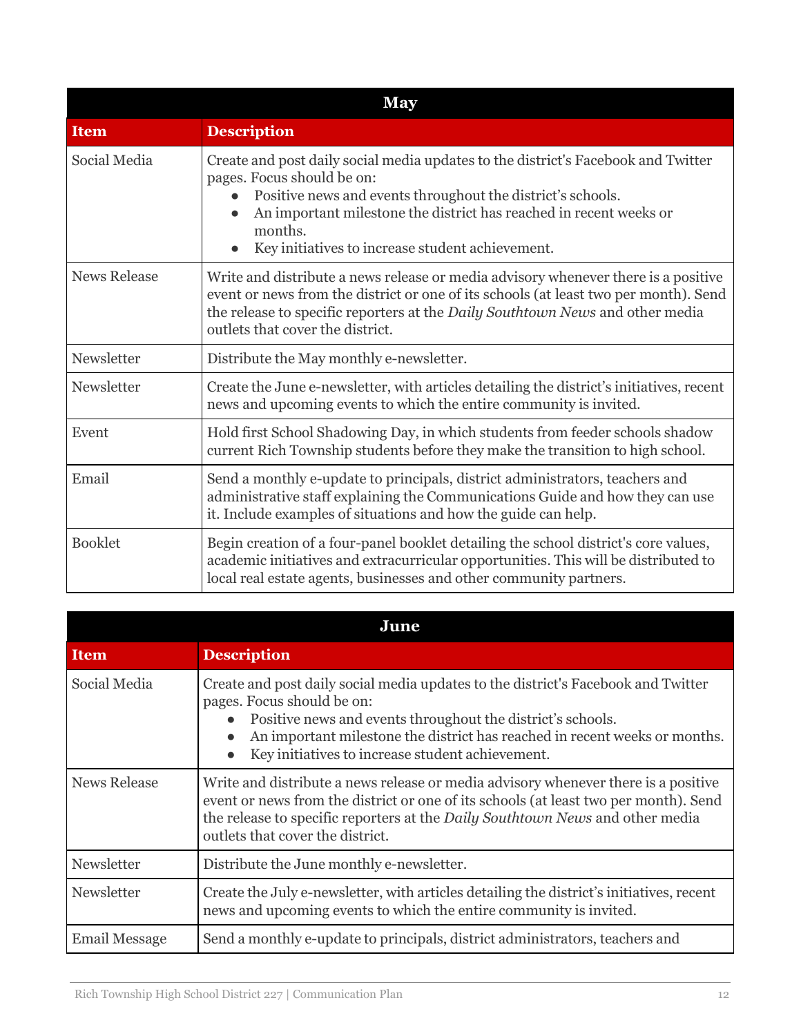| May | |
|---|---|
| **Item** | **Description** |
| Social Media | Create and post daily social media updates to the district's Facebook and Twitter pages. Focus should be on: <br>• Positive news and events throughout the district's schools. <br>• An important milestone the district has reached in recent weeks or months. <br>• Key initiatives to increase student achievement. |
| News Release | Write and distribute a news release or media advisory whenever there is a positive event or news from the district or one of its schools (at least two per month). Send the release to specific reporters at the *Daily Southtown News* and other media outlets that cover the district. |
| Newsletter | Distribute the May monthly e-newsletter. |
| Newsletter | Create the June e-newsletter, with articles detailing the district's initiatives, recent news and upcoming events to which the entire community is invited. |
| Event | Hold first School Shadowing Day, in which students from feeder schools shadow current Rich Township students before they make the transition to high school. |
| Email | Send a monthly e-update to principals, district administrators, teachers and administrative staff explaining the Communications Guide and how they can use it. Include examples of situations and how the guide can help. |
| Booklet | Begin creation of a four-panel booklet detailing the school district's core values, academic initiatives and extracurricular opportunities. This will be distributed to local real estate agents, businesses and other community partners. |

| June | |
|---|---|
| **Item** | **Description** |
| Social Media | Create and post daily social media updates to the district's Facebook and Twitter pages. Focus should be on: <br>• Positive news and events throughout the district's schools. <br>• An important milestone the district has reached in recent weeks or months. <br>• Key initiatives to increase student achievement. |
| News Release | Write and distribute a news release or media advisory whenever there is a positive event or news from the district or one of its schools (at least two per month). Send the release to specific reporters at the *Daily Southtown News* and other media outlets that cover the district. |
| Newsletter | Distribute the June monthly e-newsletter. |
| Newsletter | Create the July e-newsletter, with articles detailing the district's initiatives, recent news and upcoming events to which the entire community is invited. |
| Email Message | Send a monthly e-update to principals, district administrators, teachers and |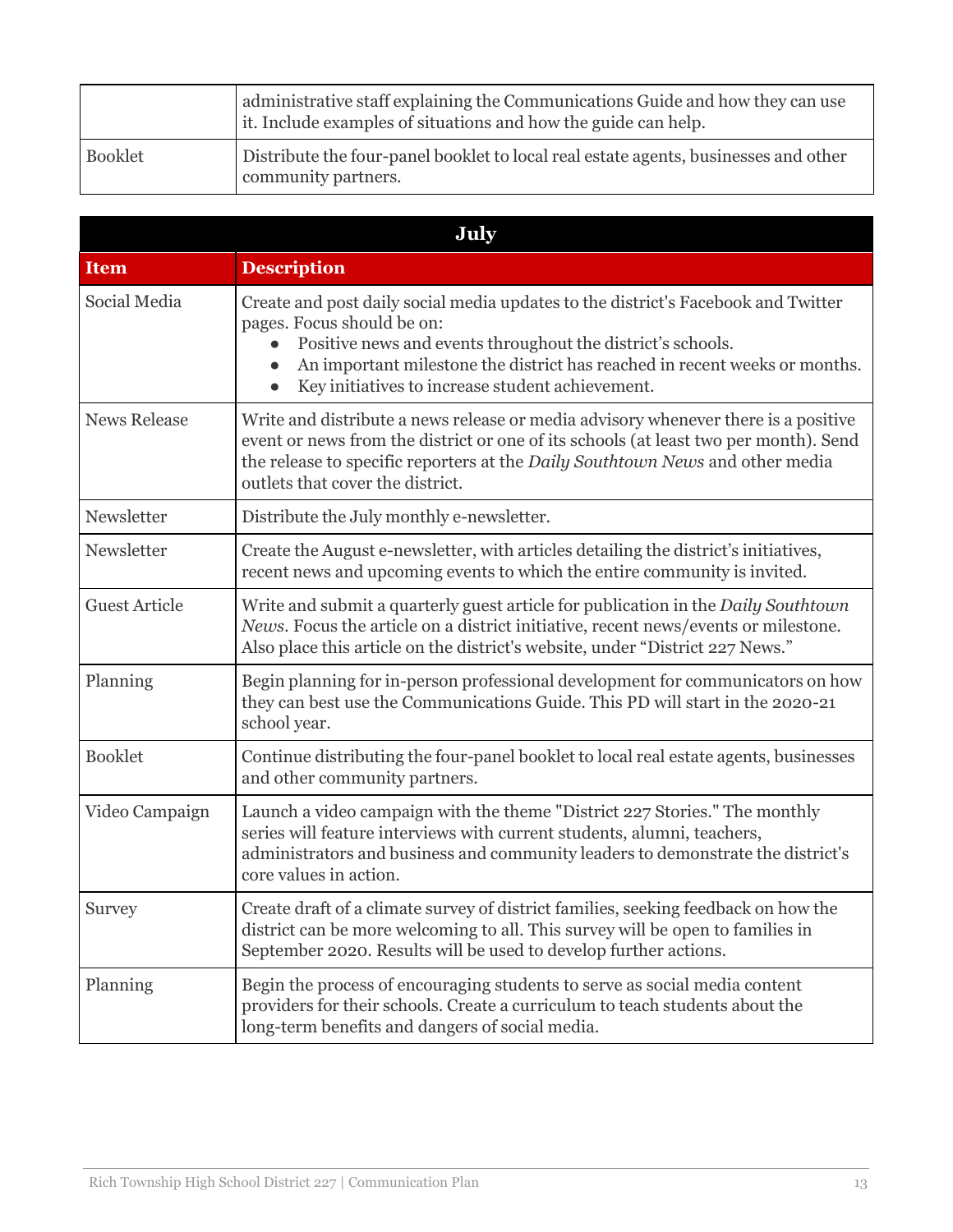| | |
|---|---|
| | administrative staff explaining the Communications Guide and how they can use it. Include examples of situations and how the guide can help. |
| Booklet | Distribute the four-panel booklet to local real estate agents, businesses and other community partners. |

| **July** | |
|---|---|
| **Item** | **Description** |
| Social Media | Create and post daily social media updates to the district's Facebook and Twitter pages. Focus should be on:<br>• Positive news and events throughout the district's schools.<br>• An important milestone the district has reached in recent weeks or months.<br>• Key initiatives to increase student achievement. |
| News Release | Write and distribute a news release or media advisory whenever there is a positive event or news from the district or one of its schools (at least two per month). Send the release to specific reporters at the *Daily Southtown News* and other media outlets that cover the district. |
| Newsletter | Distribute the July monthly e-newsletter. |
| Newsletter | Create the August e-newsletter, with articles detailing the district's initiatives, recent news and upcoming events to which the entire community is invited. |
| Guest Article | Write and submit a quarterly guest article for publication in the *Daily Southtown News*. Focus the article on a district initiative, recent news/events or milestone. Also place this article on the district's website, under "District 227 News." |
| Planning | Begin planning for in-person professional development for communicators on how they can best use the Communications Guide. This PD will start in the 2020-21 school year. |
| Booklet | Continue distributing the four-panel booklet to local real estate agents, businesses and other community partners. |
| Video Campaign | Launch a video campaign with the theme "District 227 Stories." The monthly series will feature interviews with current students, alumni, teachers, administrators and business and community leaders to demonstrate the district's core values in action. |
| Survey | Create draft of a climate survey of district families, seeking feedback on how the district can be more welcoming to all. This survey will be open to families in September 2020. Results will be used to develop further actions. |
| Planning | Begin the process of encouraging students to serve as social media content providers for their schools. Create a curriculum to teach students about the long-term benefits and dangers of social media. |